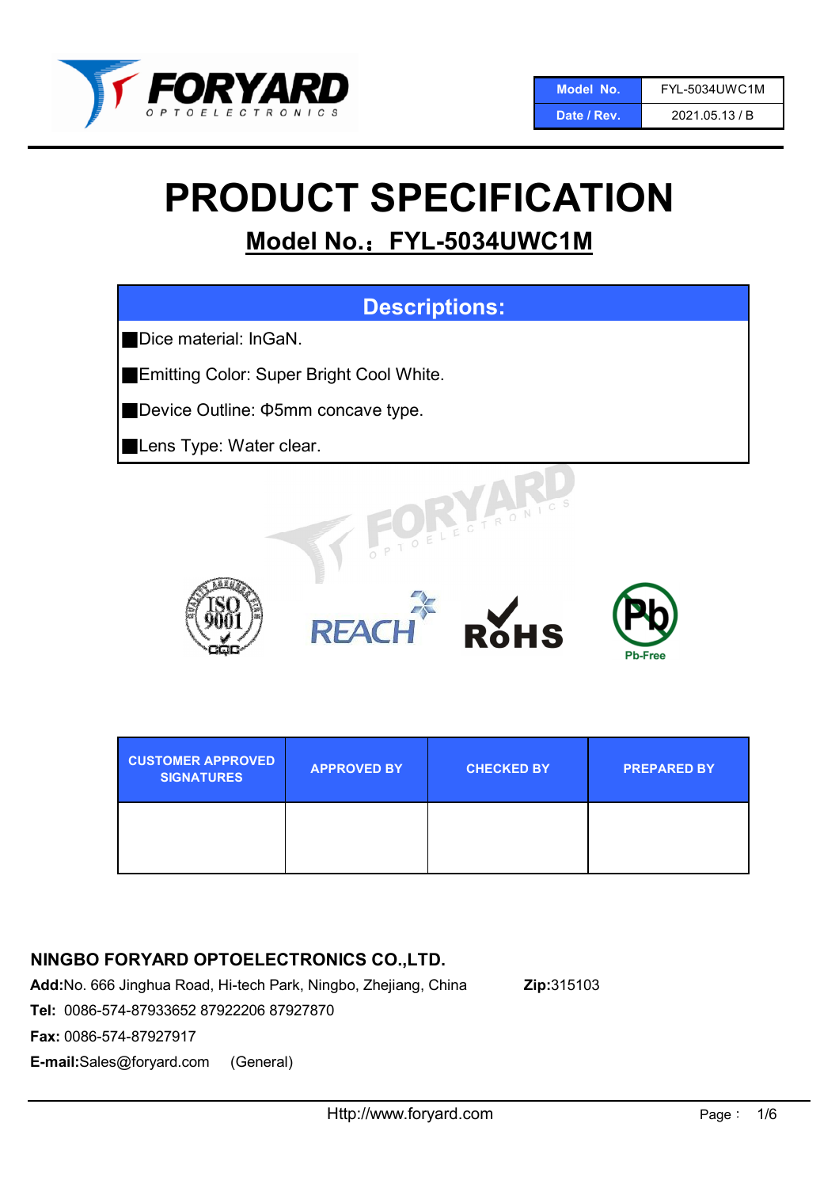| Model No. | FYL-5034UWC1M |
| --- | --- |
| Date / Rev. | 2021.05.13 / B |

# PRODUCT SPECIFICATION

## Model No.：FYL-5034UWC1M

## Descriptions:

- Dice material: InGaN.
- Emitting Color: Super Bright Cool White.
- Device Outline: Φ5mm concave type.
- Lens Type: Water clear.

| CUSTOMER APPROVED SIGNATURES | APPROVED BY | CHECKED BY | PREPARED BY |
| --- | --- | --- | --- |
| | | | |

**NINGBO FORYARD OPTOELECTRONICS CO.,LTD.**

**Add:**No. 666 Jinghua Road, Hi-tech Park, Ningbo, Zhejiang, China **Zip:**315103

**Tel:** 0086-574-87933652 87922206 87927870

**Fax:** 0086-574-87927917

**E-mail:**Sales@foryard.com (General)

Http://www.foryard.com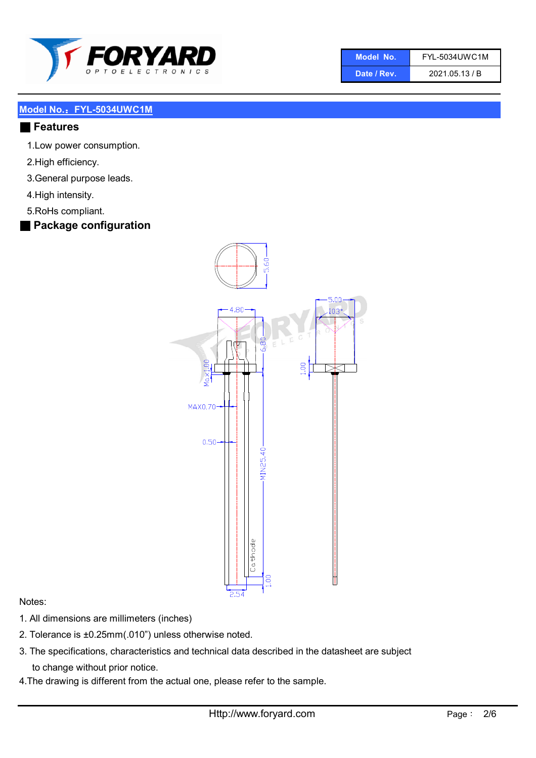| Model No. | FYL-5034UWC1M |
| --- | --- |
| Date / Rev. | 2021.05.13 / B |

## Model No.：FYL-5034UWC1M

## Features

1.Low power consumption.

2.High efficiency.

3.General purpose leads.

4.High intensity.

5.RoHs compliant.

## Package configuration

Notes:

1. All dimensions are millimeters (inches)
2. Tolerance is ±0.25mm(.010”) unless otherwise noted.
3. The specifications, characteristics and technical data described in the datasheet are subject to change without prior notice.
4. The drawing is different from the actual one, please refer to the sample.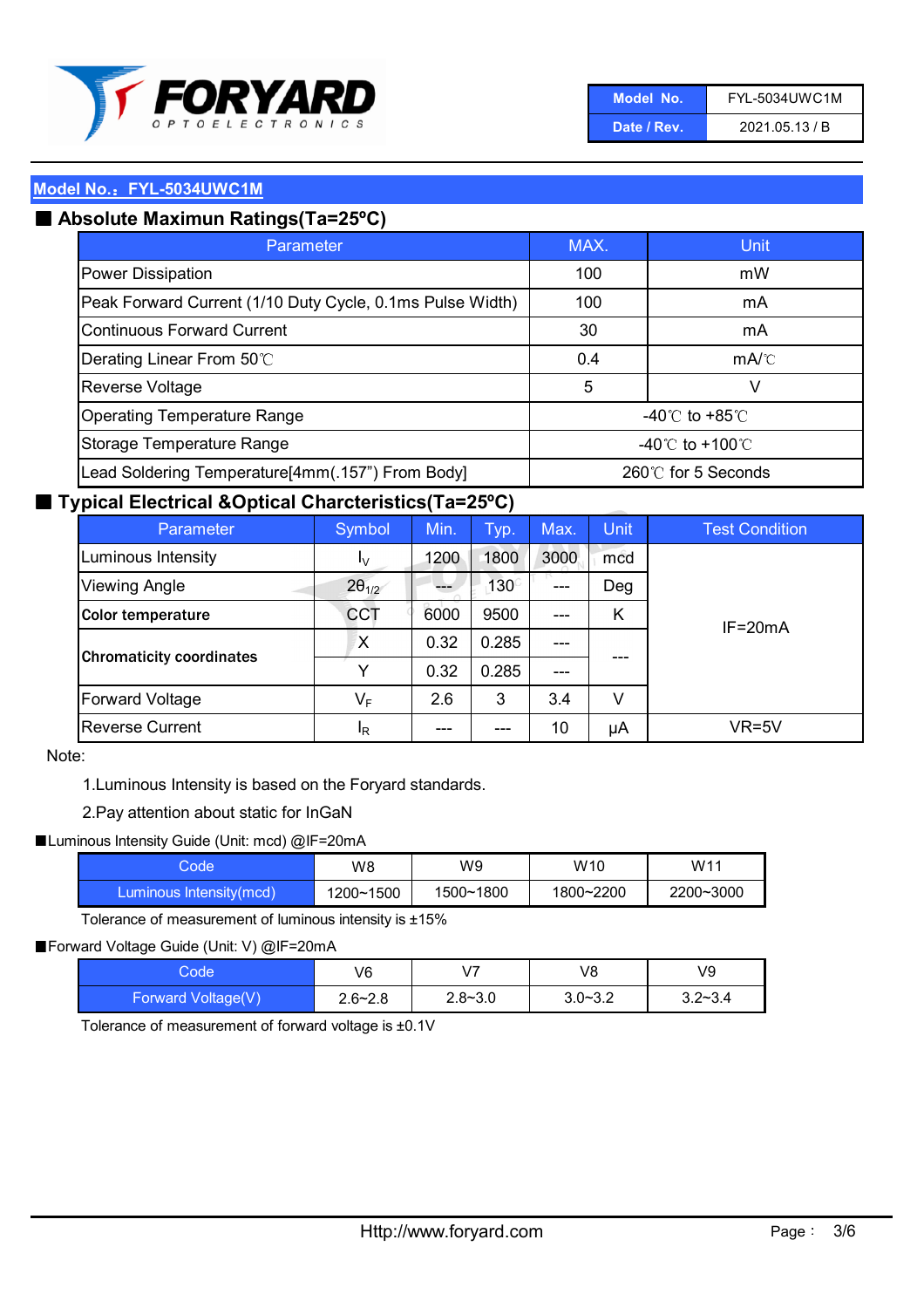**Model No.：FYL-5034UWC1M**

## ■ Absolute Maximun Ratings(Ta=25ºC)

| Parameter | MAX. | Unit |
|---|---|---|
| Power Dissipation | 100 | mW |
| Peak Forward Current (1/10 Duty Cycle, 0.1ms Pulse Width) | 100 | mA |
| Continuous Forward Current | 30 | mA |
| Derating Linear From 50℃ | 0.4 | mA/℃ |
| Reverse Voltage | 5 | V |
| Operating Temperature Range | -40℃ to +85℃ | |
| Storage Temperature Range | -40℃ to +100℃ | |
| Lead Soldering Temperature[4mm(.157") From Body] | 260℃ for 5 Seconds | |

## ■ Typical Electrical &Optical Charcteristics(Ta=25ºC)

| Parameter | Symbol | Min. | Typ. | Max. | Unit | Test Condition |
|---|---|---|---|---|---|---|
| Luminous Intensity | $I_V$ | 1200 | 1800 | 3000 | mcd | IF=20mA |
| Viewing Angle | $2\theta_{1/2}$ | --- | 130 | --- | Deg | |
| **Color temperature** | CCT | 6000 | 9500 | --- | K | |
| **Chromaticity coordinates** | X | 0.32 | 0.285 | --- | --- | |
| | Y | 0.32 | 0.285 | --- | | |
| Forward Voltage | $V_F$ | 2.6 | 3 | 3.4 | V | |
| Reverse Current | $I_R$ | --- | --- | 10 | μA | VR=5V |

Note:

1.Luminous Intensity is based on the Foryard standards.

2.Pay attention about static for InGaN

■Luminous Intensity Guide (Unit: mcd) @IF=20mA

| Code | W8 | W9 | W10 | W11 |
|---|---|---|---|---|
| Luminous Intensity(mcd) | 1200~1500 | 1500~1800 | 1800~2200 | 2200~3000 |

Tolerance of measurement of luminous intensity is ±15%

■Forward Voltage Guide (Unit: V) @IF=20mA

| Code | V6 | V7 | V8 | V9 |
|---|---|---|---|---|
| Forward Voltage(V) | 2.6~2.8 | 2.8~3.0 | 3.0~3.2 | 3.2~3.4 |

Tolerance of measurement of forward voltage is ±0.1V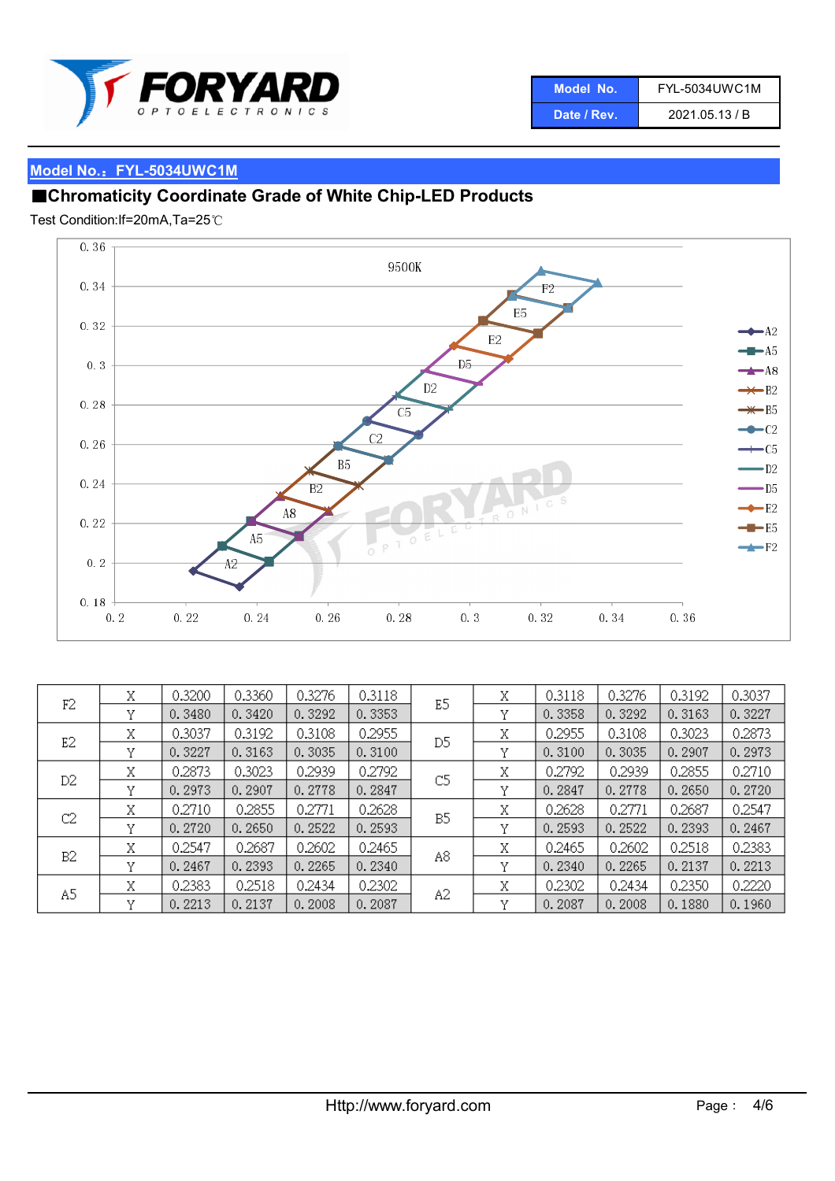## Model No.：FYL-5034UWC1M

### ■Chromaticity Coordinate Grade of White Chip-LED Products

Test Condition:If=20mA,Ta=25℃

| | | | | | | | | | | |
|---|---|---|---|---|---|---|---|---|---|---|
| F2 | X | 0.3200 | 0.3360 | 0.3276 | 0.3118 | E5 | X | 0.3118 | 0.3276 | 0.3192 | 0.3037 |
| | Y | 0.3480 | 0.3420 | 0.3292 | 0.3353 | | Y | 0.3358 | 0.3292 | 0.3163 | 0.3227 |
| E2 | X | 0.3037 | 0.3192 | 0.3108 | 0.2955 | D5 | X | 0.2955 | 0.3108 | 0.3023 | 0.2873 |
| | Y | 0.3227 | 0.3163 | 0.3035 | 0.3100 | | Y | 0.3100 | 0.3035 | 0.2907 | 0.2973 |
| D2 | X | 0.2873 | 0.3023 | 0.2939 | 0.2792 | C5 | X | 0.2792 | 0.2939 | 0.2855 | 0.2710 |
| | Y | 0.2973 | 0.2907 | 0.2778 | 0.2847 | | Y | 0.2847 | 0.2778 | 0.2650 | 0.2720 |
| C2 | X | 0.2710 | 0.2855 | 0.2771 | 0.2628 | B5 | X | 0.2628 | 0.2771 | 0.2687 | 0.2547 |
| | Y | 0.2720 | 0.2650 | 0.2522 | 0.2593 | | Y | 0.2593 | 0.2522 | 0.2393 | 0.2467 |
| B2 | X | 0.2547 | 0.2687 | 0.2602 | 0.2465 | A8 | X | 0.2465 | 0.2602 | 0.2518 | 0.2383 |
| | Y | 0.2467 | 0.2393 | 0.2265 | 0.2340 | | Y | 0.2340 | 0.2265 | 0.2137 | 0.2213 |
| A5 | X | 0.2383 | 0.2518 | 0.2434 | 0.2302 | A2 | X | 0.2302 | 0.2434 | 0.2350 | 0.2220 |
| | Y | 0.2213 | 0.2137 | 0.2008 | 0.2087 | | Y | 0.2087 | 0.2008 | 0.1880 | 0.1960 |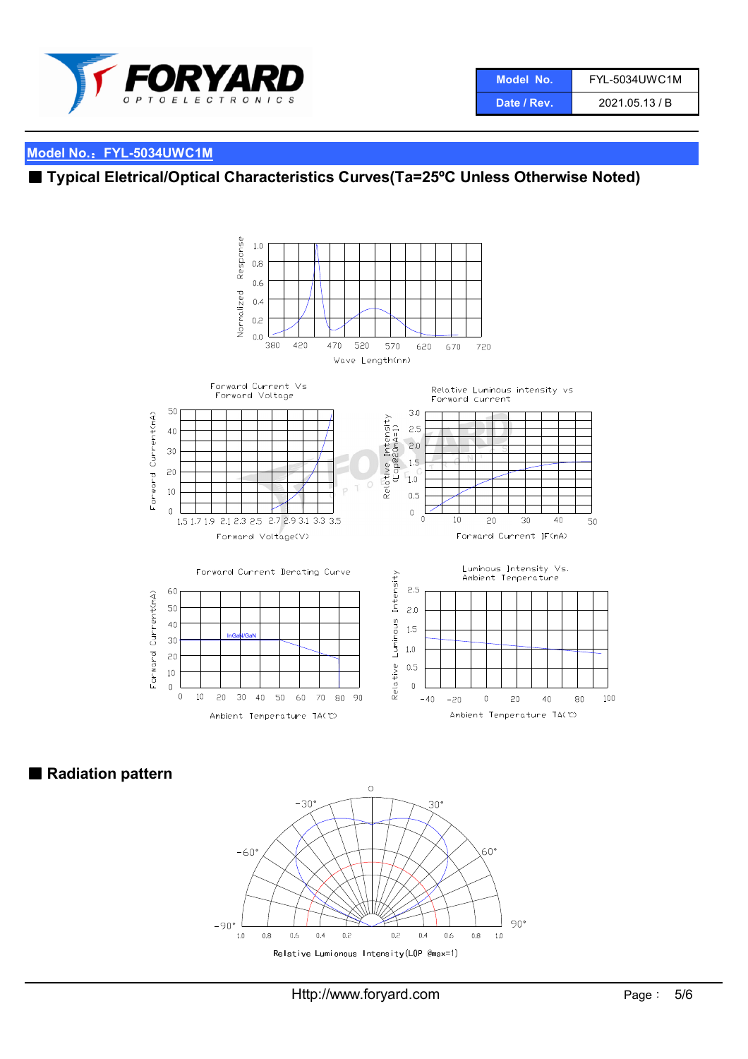| Model No. | FYL-5034UWC1M |
| --- | --- |
| Date / Rev. | 2021.05.13 / B |

## Model No.：FYL-5034UWC1M

## ■ Typical Eletrical/Optical Characteristics Curves(Ta=25ºC Unless Otherwise Noted)

Normalized Response

Wave Length(nm)

Forward Current Vs Forward Voltage

Forward Current(mA)

Forward Voltage(V)

Relative Luminous intensity vs Forward current

Relative Intensity (Lop@20mA=1)

Forward Current IF(mA)

Forward Current Derating Curve

Forward Current(mA)

InGaN/GaN

Ambient Temperature TA(℃)

Luminous Intensity Vs. Ambient Temperature

Relative Luminous Intensity

Ambient Temperature TA(℃)

## ■ Radiation pattern

Relative Lumionous Intensity(LOP @max=1)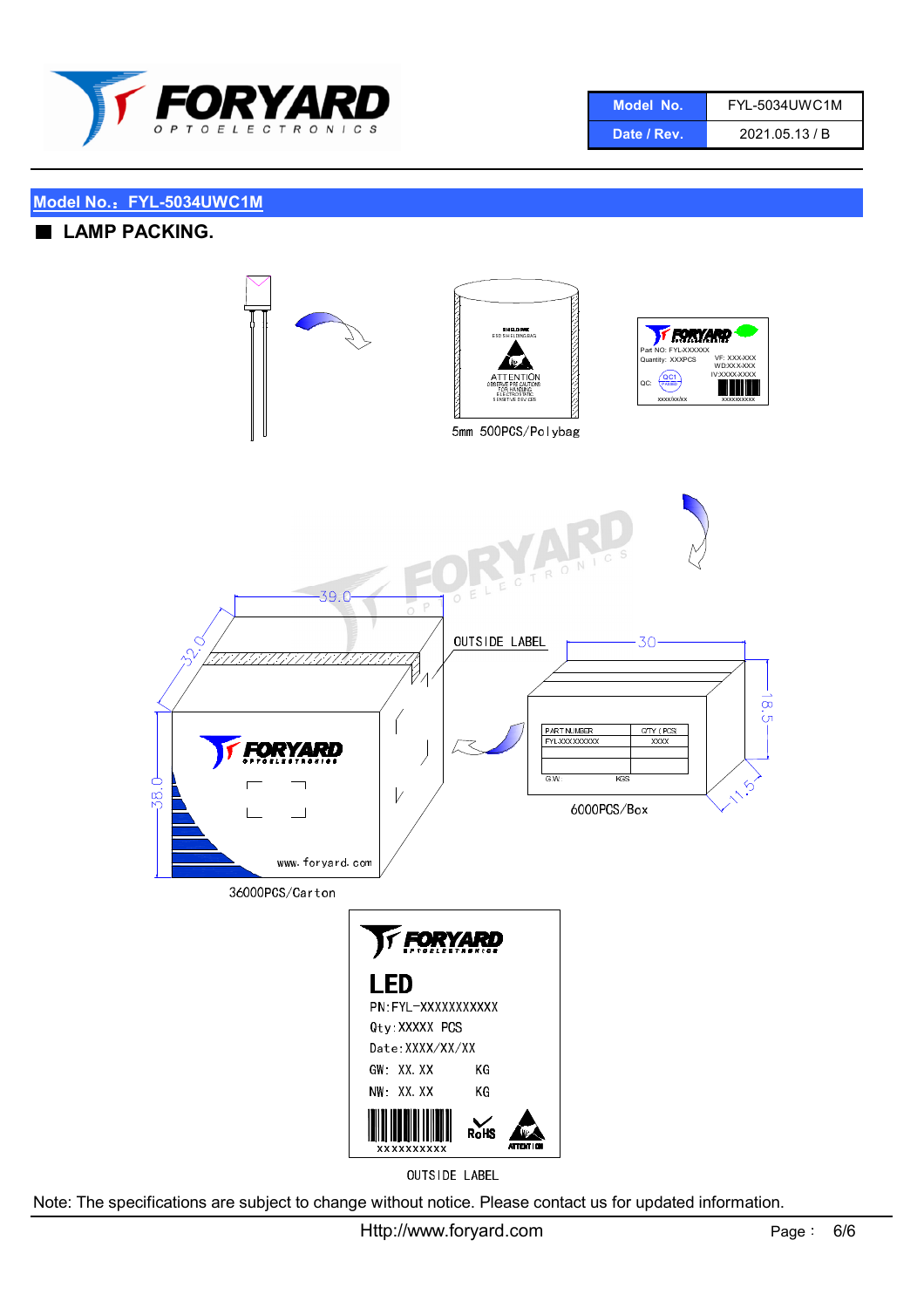| Model No. | FYL-5034UWC1M |
|---|---|
| Date / Rev. | 2021.05.13 / B |

## Model No.：FYL-5034UWC1M

### ■ LAMP PACKING.

5mm 500PCS/Polybag

OUTSIDE LABEL

39.0

32.0

38.0

36000PCS/Carton

30

18.5

11.5

6000PCS/Box

| PART NUMBER | Q'TY ( PCS |
|---|---|
| FYL-XXXXXXXXX | XXXX |

G.W. KGS

LED
PN:FYL-XXXXXXXXXXX
Qty:XXXXX PCS
Date:XXXX/XX/XX
GW: XX.XX KG
NW: XX.XX KG
XXXXXXXXXX

OUTSIDE LABEL

Note: The specifications are subject to change without notice. Please contact us for updated information.

Http://www.foryard.com